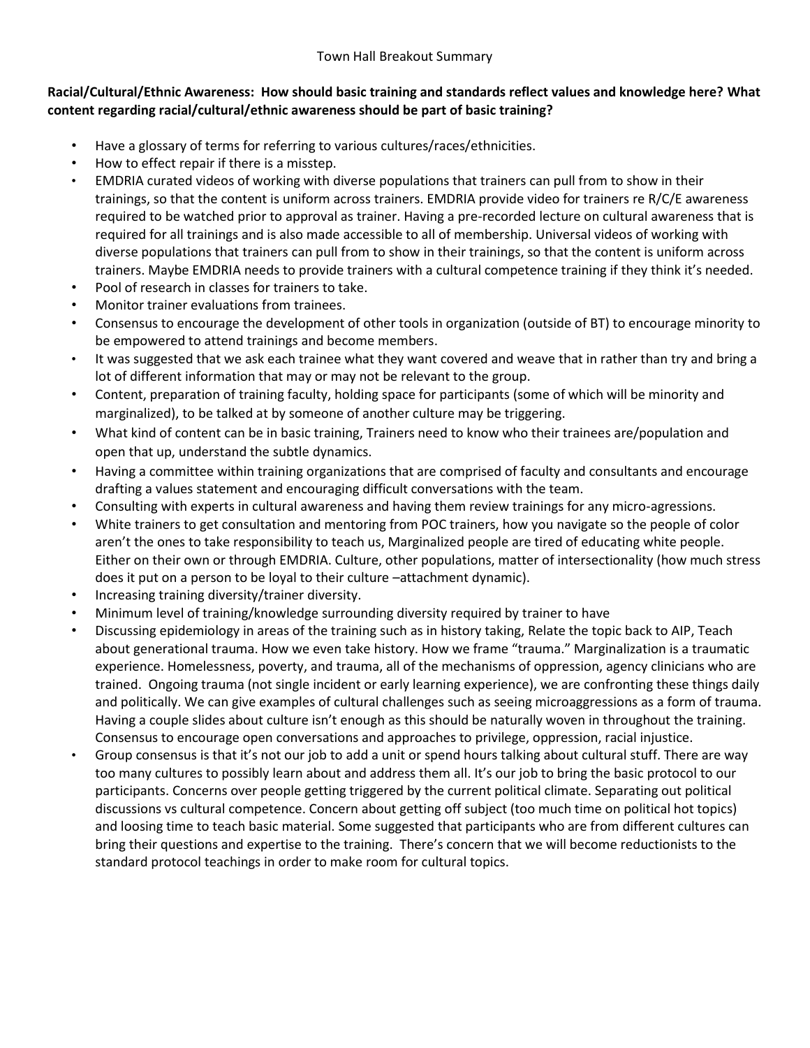Town Hall Breakout Summary

**Racial/Cultural/Ethnic Awareness: How should basic training and standards reflect values and knowledge here? What content regarding racial/cultural/ethnic awareness should be part of basic training?**

- Have a glossary of terms for referring to various cultures/races/ethnicities.
- How to effect repair if there is a misstep.
- EMDRIA curated videos of working with diverse populations that trainers can pull from to show in their trainings, so that the content is uniform across trainers. EMDRIA provide video for trainers re R/C/E awareness required to be watched prior to approval as trainer. Having a pre-recorded lecture on cultural awareness that is required for all trainings and is also made accessible to all of membership. Universal videos of working with diverse populations that trainers can pull from to show in their trainings, so that the content is uniform across trainers. Maybe EMDRIA needs to provide trainers with a cultural competence training if they think it's needed.
- Pool of research in classes for trainers to take.
- Monitor trainer evaluations from trainees.
- Consensus to encourage the development of other tools in organization (outside of BT) to encourage minority to be empowered to attend trainings and become members.
- It was suggested that we ask each trainee what they want covered and weave that in rather than try and bring a lot of different information that may or may not be relevant to the group.
- Content, preparation of training faculty, holding space for participants (some of which will be minority and marginalized), to be talked at by someone of another culture may be triggering.
- What kind of content can be in basic training, Trainers need to know who their trainees are/population and open that up, understand the subtle dynamics.
- Having a committee within training organizations that are comprised of faculty and consultants and encourage drafting a values statement and encouraging difficult conversations with the team.
- Consulting with experts in cultural awareness and having them review trainings for any micro-agressions.
- White trainers to get consultation and mentoring from POC trainers, how you navigate so the people of color aren't the ones to take responsibility to teach us, Marginalized people are tired of educating white people. Either on their own or through EMDRIA. Culture, other populations, matter of intersectionality (how much stress does it put on a person to be loyal to their culture –attachment dynamic).
- Increasing training diversity/trainer diversity.
- Minimum level of training/knowledge surrounding diversity required by trainer to have
- Discussing epidemiology in areas of the training such as in history taking, Relate the topic back to AIP, Teach about generational trauma. How we even take history. How we frame "trauma." Marginalization is a traumatic experience. Homelessness, poverty, and trauma, all of the mechanisms of oppression, agency clinicians who are trained. Ongoing trauma (not single incident or early learning experience), we are confronting these things daily and politically. We can give examples of cultural challenges such as seeing microaggressions as a form of trauma. Having a couple slides about culture isn't enough as this should be naturally woven in throughout the training. Consensus to encourage open conversations and approaches to privilege, oppression, racial injustice.
- Group consensus is that it's not our job to add a unit or spend hours talking about cultural stuff. There are way too many cultures to possibly learn about and address them all. It's our job to bring the basic protocol to our participants. Concerns over people getting triggered by the current political climate. Separating out political discussions vs cultural competence. Concern about getting off subject (too much time on political hot topics) and loosing time to teach basic material. Some suggested that participants who are from different cultures can bring their questions and expertise to the training. There's concern that we will become reductionists to the standard protocol teachings in order to make room for cultural topics.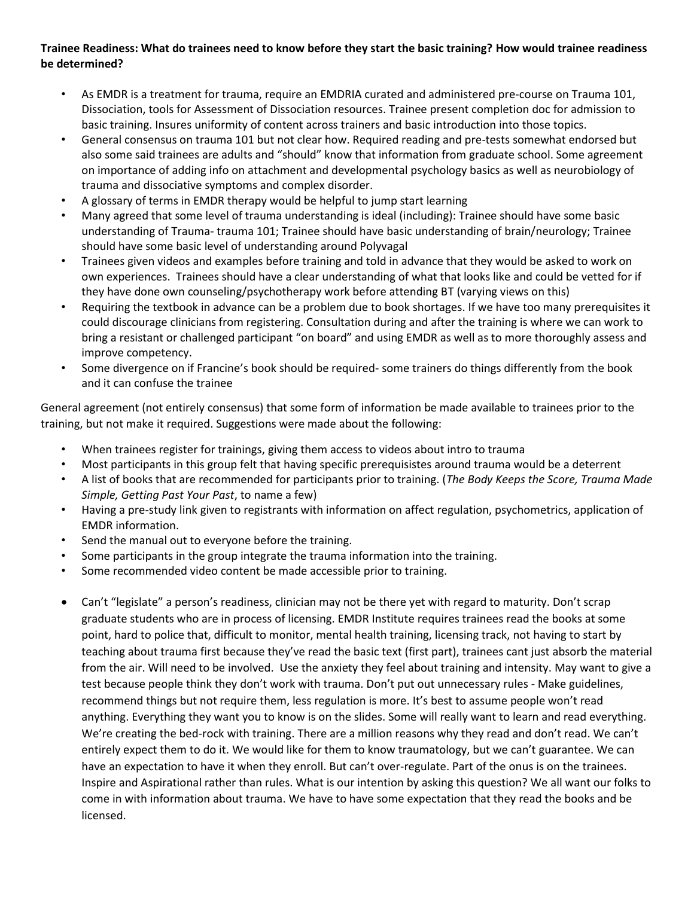**Trainee Readiness: What do trainees need to know before they start the basic training? How would trainee readiness be determined?**

- As EMDR is a treatment for trauma, require an EMDRIA curated and administered pre-course on Trauma 101, Dissociation, tools for Assessment of Dissociation resources. Trainee present completion doc for admission to basic training. Insures uniformity of content across trainers and basic introduction into those topics.
- General consensus on trauma 101 but not clear how. Required reading and pre-tests somewhat endorsed but also some said trainees are adults and "should" know that information from graduate school. Some agreement on importance of adding info on attachment and developmental psychology basics as well as neurobiology of trauma and dissociative symptoms and complex disorder.
- A glossary of terms in EMDR therapy would be helpful to jump start learning
- Many agreed that some level of trauma understanding is ideal (including): Trainee should have some basic understanding of Trauma- trauma 101; Trainee should have basic understanding of brain/neurology; Trainee should have some basic level of understanding around Polyvagal
- Trainees given videos and examples before training and told in advance that they would be asked to work on own experiences. Trainees should have a clear understanding of what that looks like and could be vetted for if they have done own counseling/psychotherapy work before attending BT (varying views on this)
- Requiring the textbook in advance can be a problem due to book shortages. If we have too many prerequisites it could discourage clinicians from registering. Consultation during and after the training is where we can work to bring a resistant or challenged participant "on board" and using EMDR as well as to more thoroughly assess and improve competency.
- Some divergence on if Francine's book should be required- some trainers do things differently from the book and it can confuse the trainee

General agreement (not entirely consensus) that some form of information be made available to trainees prior to the training, but not make it required. Suggestions were made about the following:

- When trainees register for trainings, giving them access to videos about intro to trauma
- Most participants in this group felt that having specific prerequisistes around trauma would be a deterrent
- A list of books that are recommended for participants prior to training. (*The Body Keeps the Score, Trauma Made Simple, Getting Past Your Past*, to name a few)
- Having a pre-study link given to registrants with information on affect regulation, psychometrics, application of EMDR information.
- Send the manual out to everyone before the training.
- Some participants in the group integrate the trauma information into the training.
- Some recommended video content be made accessible prior to training.

- Can't "legislate" a person's readiness, clinician may not be there yet with regard to maturity. Don't scrap graduate students who are in process of licensing. EMDR Institute requires trainees read the books at some point, hard to police that, difficult to monitor, mental health training, licensing track, not having to start by teaching about trauma first because they've read the basic text (first part), trainees cant just absorb the material from the air. Will need to be involved. Use the anxiety they feel about training and intensity. May want to give a test because people think they don't work with trauma. Don't put out unnecessary rules - Make guidelines, recommend things but not require them, less regulation is more. It's best to assume people won't read anything. Everything they want you to know is on the slides. Some will really want to learn and read everything. We're creating the bed-rock with training. There are a million reasons why they read and don't read. We can't entirely expect them to do it. We would like for them to know traumatology, but we can't guarantee. We can have an expectation to have it when they enroll. But can't over-regulate. Part of the onus is on the trainees. Inspire and Aspirational rather than rules. What is our intention by asking this question? We all want our folks to come in with information about trauma. We have to have some expectation that they read the books and be licensed.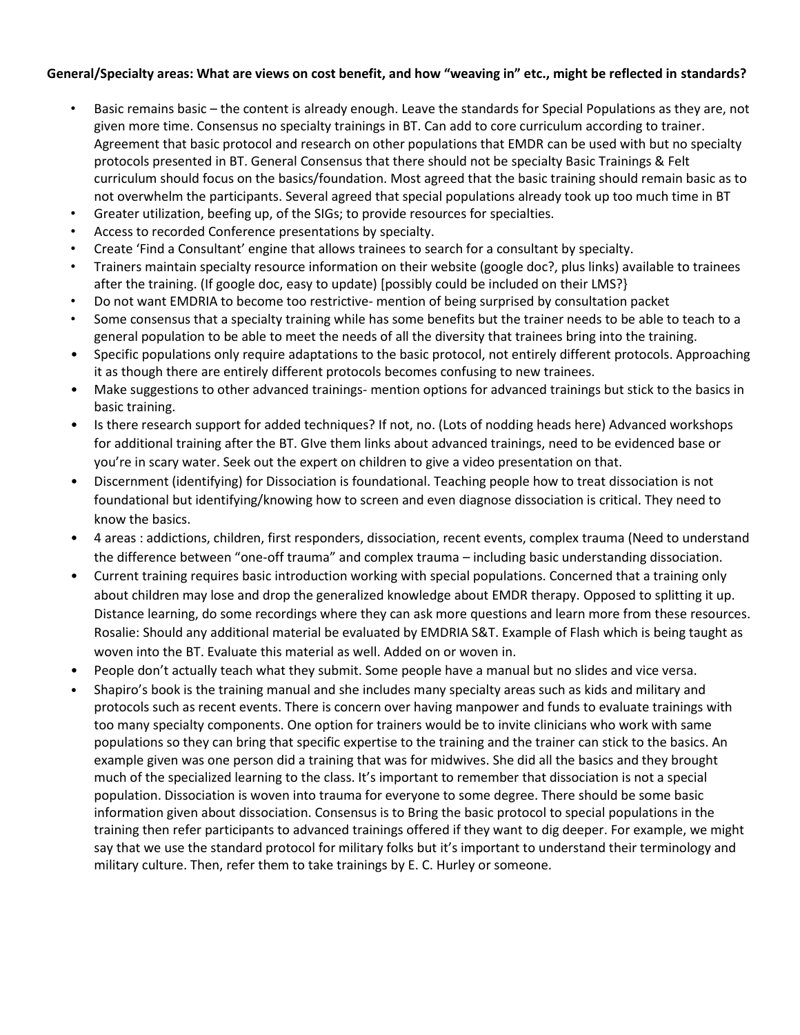**General/Specialty areas: What are views on cost benefit, and how "weaving in" etc., might be reflected in standards?**

- Basic remains basic – the content is already enough. Leave the standards for Special Populations as they are, not given more time. Consensus no specialty trainings in BT. Can add to core curriculum according to trainer. Agreement that basic protocol and research on other populations that EMDR can be used with but no specialty protocols presented in BT. General Consensus that there should not be specialty Basic Trainings & Felt curriculum should focus on the basics/foundation. Most agreed that the basic training should remain basic as to not overwhelm the participants. Several agreed that special populations already took up too much time in BT
- Greater utilization, beefing up, of the SIGs; to provide resources for specialties.
- Access to recorded Conference presentations by specialty.
- Create 'Find a Consultant' engine that allows trainees to search for a consultant by specialty.
- Trainers maintain specialty resource information on their website (google doc?, plus links) available to trainees after the training. (If google doc, easy to update) [possibly could be included on their LMS?}
- Do not want EMDRIA to become too restrictive- mention of being surprised by consultation packet
- Some consensus that a specialty training while has some benefits but the trainer needs to be able to teach to a general population to be able to meet the needs of all the diversity that trainees bring into the training.
- Specific populations only require adaptations to the basic protocol, not entirely different protocols. Approaching it as though there are entirely different protocols becomes confusing to new trainees.
- Make suggestions to other advanced trainings- mention options for advanced trainings but stick to the basics in basic training.
- Is there research support for added techniques? If not, no. (Lots of nodding heads here) Advanced workshops for additional training after the BT. GIve them links about advanced trainings, need to be evidenced base or you're in scary water. Seek out the expert on children to give a video presentation on that.
- Discernment (identifying) for Dissociation is foundational. Teaching people how to treat dissociation is not foundational but identifying/knowing how to screen and even diagnose dissociation is critical. They need to know the basics.
- 4 areas : addictions, children, first responders, dissociation, recent events, complex trauma (Need to understand the difference between "one-off trauma" and complex trauma – including basic understanding dissociation.
- Current training requires basic introduction working with special populations. Concerned that a training only about children may lose and drop the generalized knowledge about EMDR therapy. Opposed to splitting it up. Distance learning, do some recordings where they can ask more questions and learn more from these resources. Rosalie: Should any additional material be evaluated by EMDRIA S&T. Example of Flash which is being taught as woven into the BT. Evaluate this material as well. Added on or woven in.
- People don't actually teach what they submit. Some people have a manual but no slides and vice versa.
- Shapiro's book is the training manual and she includes many specialty areas such as kids and military and protocols such as recent events. There is concern over having manpower and funds to evaluate trainings with too many specialty components. One option for trainers would be to invite clinicians who work with same populations so they can bring that specific expertise to the training and the trainer can stick to the basics. An example given was one person did a training that was for midwives. She did all the basics and they brought much of the specialized learning to the class. It's important to remember that dissociation is not a special population. Dissociation is woven into trauma for everyone to some degree. There should be some basic information given about dissociation. Consensus is to Bring the basic protocol to special populations in the training then refer participants to advanced trainings offered if they want to dig deeper. For example, we might say that we use the standard protocol for military folks but it's important to understand their terminology and military culture. Then, refer them to take trainings by E. C. Hurley or someone.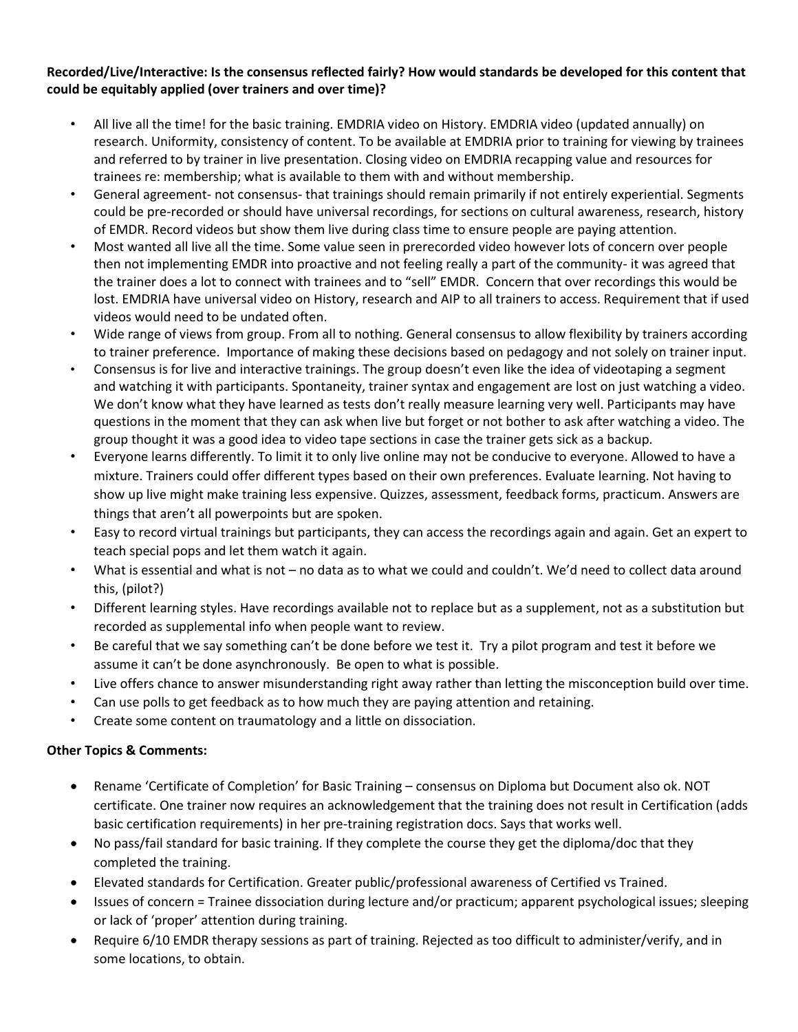**Recorded/Live/Interactive: Is the consensus reflected fairly? How would standards be developed for this content that could be equitably applied (over trainers and over time)?**

- All live all the time! for the basic training. EMDRIA video on History. EMDRIA video (updated annually) on research. Uniformity, consistency of content. To be available at EMDRIA prior to training for viewing by trainees and referred to by trainer in live presentation. Closing video on EMDRIA recapping value and resources for trainees re: membership; what is available to them with and without membership.
- General agreement- not consensus- that trainings should remain primarily if not entirely experiential. Segments could be pre-recorded or should have universal recordings, for sections on cultural awareness, research, history of EMDR. Record videos but show them live during class time to ensure people are paying attention.
- Most wanted all live all the time. Some value seen in prerecorded video however lots of concern over people then not implementing EMDR into proactive and not feeling really a part of the community- it was agreed that the trainer does a lot to connect with trainees and to "sell" EMDR. Concern that over recordings this would be lost. EMDRIA have universal video on History, research and AIP to all trainers to access. Requirement that if used videos would need to be undated often.
- Wide range of views from group. From all to nothing. General consensus to allow flexibility by trainers according to trainer preference. Importance of making these decisions based on pedagogy and not solely on trainer input.
- Consensus is for live and interactive trainings. The group doesn't even like the idea of videotaping a segment and watching it with participants. Spontaneity, trainer syntax and engagement are lost on just watching a video. We don't know what they have learned as tests don't really measure learning very well. Participants may have questions in the moment that they can ask when live but forget or not bother to ask after watching a video. The group thought it was a good idea to video tape sections in case the trainer gets sick as a backup.
- Everyone learns differently. To limit it to only live online may not be conducive to everyone. Allowed to have a mixture. Trainers could offer different types based on their own preferences. Evaluate learning. Not having to show up live might make training less expensive. Quizzes, assessment, feedback forms, practicum. Answers are things that aren't all powerpoints but are spoken.
- Easy to record virtual trainings but participants, they can access the recordings again and again. Get an expert to teach special pops and let them watch it again.
- What is essential and what is not – no data as to what we could and couldn't. We'd need to collect data around this, (pilot?)
- Different learning styles. Have recordings available not to replace but as a supplement, not as a substitution but recorded as supplemental info when people want to review.
- Be careful that we say something can't be done before we test it. Try a pilot program and test it before we assume it can't be done asynchronously. Be open to what is possible.
- Live offers chance to answer misunderstanding right away rather than letting the misconception build over time.
- Can use polls to get feedback as to how much they are paying attention and retaining.
- Create some content on traumatology and a little on dissociation.

**Other Topics & Comments:**

- Rename 'Certificate of Completion' for Basic Training – consensus on Diploma but Document also ok. NOT certificate. One trainer now requires an acknowledgement that the training does not result in Certification (adds basic certification requirements) in her pre-training registration docs. Says that works well.
- No pass/fail standard for basic training. If they complete the course they get the diploma/doc that they completed the training.
- Elevated standards for Certification. Greater public/professional awareness of Certified vs Trained.
- Issues of concern = Trainee dissociation during lecture and/or practicum; apparent psychological issues; sleeping or lack of 'proper' attention during training.
- Require 6/10 EMDR therapy sessions as part of training. Rejected as too difficult to administer/verify, and in some locations, to obtain.